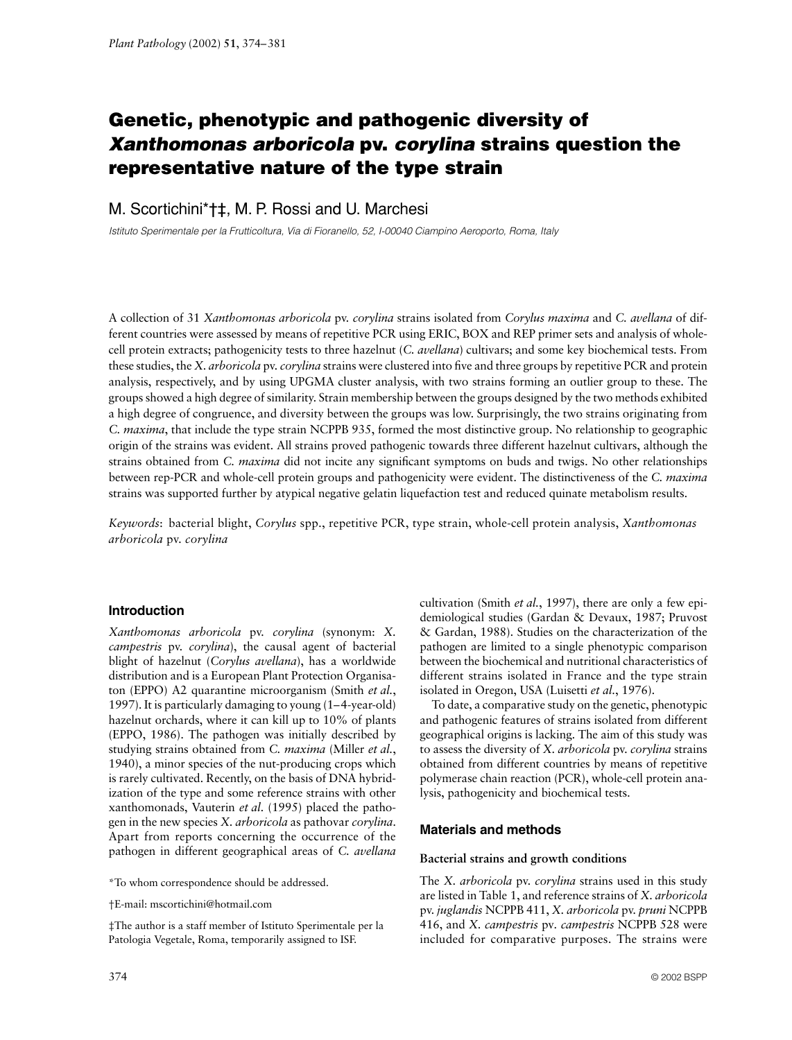# Genetic, phenotypic and pathogenic diversity of *Xanthomonas arboricola* pv. *corylina* strains question the representative nature of the type strain

M. Scortichini*†‡, M. P. Rossi and U. Marchesi

*Istituto Sperimentale per la Frutticoltura, Via di Fioranello, 52, I-00040 Ciampino Aeroporto, Roma, Italy*

A collection of 31 *Xanthomonas arboricola* pv. *corylina* strains isolated from *Corylus maxima* and *C. avellana* of different countries were assessed by means of repetitive PCR using ERIC, BOX and REP primer sets and analysis of whole-cell protein extracts; pathogenicity tests to three hazelnut (*C. avellana*) cultivars; and some key biochemical tests. From these studies, the *X. arboricola* pv. *corylina* strains were clustered into five and three groups by repetitive PCR and protein analysis, respectively, and by using UPGMA cluster analysis, with two strains forming an outlier group to these. The groups showed a high degree of similarity. Strain membership between the groups designed by the two methods exhibited a high degree of congruence, and diversity between the groups was low. Surprisingly, the two strains originating from *C. maxima*, that include the type strain NCPPB 935, formed the most distinctive group. No relationship to geographic origin of the strains was evident. All strains proved pathogenic towards three different hazelnut cultivars, although the strains obtained from *C. maxima* did not incite any significant symptoms on buds and twigs. No other relationships between rep-PCR and whole-cell protein groups and pathogenicity were evident. The distinctiveness of the *C. maxima* strains was supported further by atypical negative gelatin liquefaction test and reduced quinate metabolism results.

*Keywords*: bacterial blight, *Corylus* spp., repetitive PCR, type strain, whole-cell protein analysis, *Xanthomonas arboricola* pv. *corylina*

## Introduction

*Xanthomonas arboricola* pv. *corylina* (synonym: *X. campestris* pv. *corylina*), the causal agent of bacterial blight of hazelnut (*Corylus avellana*), has a worldwide distribution and is a European Plant Protection Organisaton (EPPO) A2 quarantine microorganism (Smith *et al.*, 1997). It is particularly damaging to young (1–4-year-old) hazelnut orchards, where it can kill up to 10% of plants (EPPO, 1986). The pathogen was initially described by studying strains obtained from *C. maxima* (Miller *et al.*, 1940), a minor species of the nut-producing crops which is rarely cultivated. Recently, on the basis of DNA hybridization of the type and some reference strains with other xanthomonads, Vauterin *et al.* (1995) placed the pathogen in the new species *X. arboricola* as pathovar *corylina*. Apart from reports concerning the occurrence of the pathogen in different geographical areas of *C. avellana* cultivation (Smith *et al.*, 1997), there are only a few epidemiological studies (Gardan & Devaux, 1987; Pruvost & Gardan, 1988). Studies on the characterization of the pathogen are limited to a single phenotypic comparison between the biochemical and nutritional characteristics of different strains isolated in France and the type strain isolated in Oregon, USA (Luisetti *et al.*, 1976).

To date, a comparative study on the genetic, phenotypic and pathogenic features of strains isolated from different geographical origins is lacking. The aim of this study was to assess the diversity of *X. arboricola* pv. *corylina* strains obtained from different countries by means of repetitive polymerase chain reaction (PCR), whole-cell protein analysis, pathogenicity and biochemical tests.

## Materials and methods

### Bacterial strains and growth conditions

The *X. arboricola* pv. *corylina* strains used in this study are listed in Table 1, and reference strains of *X. arboricola* pv. *juglandis* NCPPB 411, *X. arboricola* pv. *pruni* NCPPB 416, and *X. campestris* pv. *campestris* NCPPB 528 were included for comparative purposes. The strains were

*To whom correspondence should be addressed.

†E-mail: mscortichini@hotmail.com

‡The author is a staff member of Istituto Sperimentale per la Patologia Vegetale, Roma, temporarily assigned to ISF.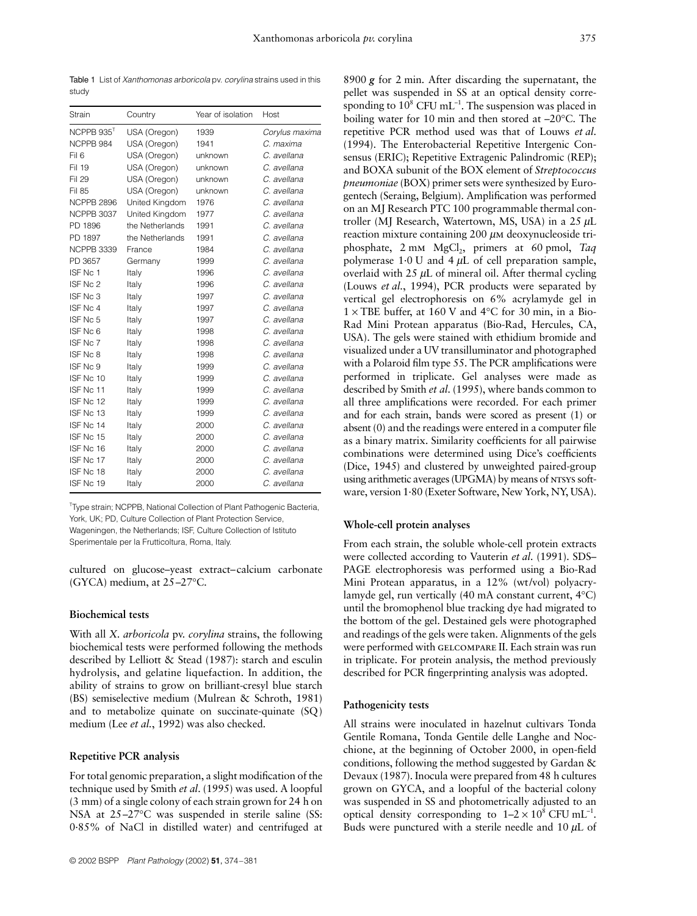Table 1 List of *Xanthomonas arboricola* pv. *corylina* strains used in this study

| Strain | Country | Year of isolation | Host |
|---|---|---|---|
| NCPPB 935[T] | USA (Oregon) | 1939 | *Corylus maxima* |
| NCPPB 984 | USA (Oregon) | 1941 | *C. maxima* |
| Fil 6 | USA (Oregon) | unknown | *C. avellana* |
| Fil 19 | USA (Oregon) | unknown | *C. avellana* |
| Fil 29 | USA (Oregon) | unknown | *C. avellana* |
| Fil 85 | USA (Oregon) | unknown | *C. avellana* |
| NCPPB 2896 | United Kingdom | 1976 | *C. avellana* |
| NCPPB 3037 | United Kingdom | 1977 | *C. avellana* |
| PD 1896 | the Netherlands | 1991 | *C. avellana* |
| PD 1897 | the Netherlands | 1991 | *C. avellana* |
| NCPPB 3339 | France | 1984 | *C. avellana* |
| PD 3657 | Germany | 1999 | *C. avellana* |
| ISF Nc 1 | Italy | 1996 | *C. avellana* |
| ISF Nc 2 | Italy | 1996 | *C. avellana* |
| ISF Nc 3 | Italy | 1997 | *C. avellana* |
| ISF Nc 4 | Italy | 1997 | *C. avellana* |
| ISF Nc 5 | Italy | 1997 | *C. avellana* |
| ISF Nc 6 | Italy | 1998 | *C. avellana* |
| ISF Nc 7 | Italy | 1998 | *C. avellana* |
| ISF Nc 8 | Italy | 1998 | *C. avellana* |
| ISF Nc 9 | Italy | 1999 | *C. avellana* |
| ISF Nc 10 | Italy | 1999 | *C. avellana* |
| ISF Nc 11 | Italy | 1999 | *C. avellana* |
| ISF Nc 12 | Italy | 1999 | *C. avellana* |
| ISF Nc 13 | Italy | 1999 | *C. avellana* |
| ISF Nc 14 | Italy | 2000 | *C. avellana* |
| ISF Nc 15 | Italy | 2000 | *C. avellana* |
| ISF Nc 16 | Italy | 2000 | *C. avellana* |
| ISF Nc 17 | Italy | 2000 | *C. avellana* |
| ISF Nc 18 | Italy | 2000 | *C. avellana* |
| ISF Nc 19 | Italy | 2000 | *C. avellana* |

[T]Type strain; NCPPB, National Collection of Plant Pathogenic Bacteria, York, UK; PD, Culture Collection of Plant Protection Service, Wageningen, the Netherlands; ISF, Culture Collection of Istituto Sperimentale per la Frutticoltura, Roma, Italy.

cultured on glucose–yeast extract–calcium carbonate (GYCA) medium, at 25–27°C.

### Biochemical tests

With all *X. arboricola* pv. *corylina* strains, the following biochemical tests were performed following the methods described by Lelliott & Stead (1987): starch and esculin hydrolysis, and gelatine liquefaction. In addition, the ability of strains to grow on brilliant-cresyl blue starch (BS) semiselective medium (Mulrean & Schroth, 1981) and to metabolize quinate on succinate-quinate (SQ) medium (Lee *et al*., 1992) was also checked.

### Repetitive PCR analysis

For total genomic preparation, a slight modification of the technique used by Smith *et al*. (1995) was used. A loopful (3 mm) of a single colony of each strain grown for 24 h on NSA at 25–27°C was suspended in sterile saline (SS: 0·85% of NaCl in distilled water) and centrifuged at 8900 ***g*** for 2 min. After discarding the supernatant, the pellet was suspended in SS at an optical density corresponding to $10^8$ CFU $mL^{-1}$. The suspension was placed in boiling water for 10 min and then stored at –20°C. The repetitive PCR method used was that of Louws *et al*. (1994). The Enterobacterial Repetitive Intergenic Consensus (ERIC); Repetitive Extragenic Palindromic (REP); and BOXA subunit of the BOX element of *Streptococcus pneumoniae* (BOX) primer sets were synthesized by Eurogentech (Seraing, Belgium). Amplification was performed on an MJ Research PTC 100 programmable thermal controller (MJ Research, Watertown, MS, USA) in a 25 $\mu$L reaction mixture containing 200 $\mu$M deoxynucleoside triphosphate, 2 mM $MgCl_2$, primers at 60 pmol, *Taq* polymerase 1·0 U and 4 $\mu$L of cell preparation sample, overlaid with 25 $\mu$L of mineral oil. After thermal cycling (Louws *et al*., 1994), PCR products were separated by vertical gel electrophoresis on 6% acrylamyde gel in 1 × TBE buffer, at 160 V and 4°C for 30 min, in a Bio-Rad Mini Protean apparatus (Bio-Rad, Hercules, CA, USA). The gels were stained with ethidium bromide and visualized under a UV transilluminator and photographed with a Polaroid film type 55. The PCR amplifications were performed in triplicate. Gel analyses were made as described by Smith *et al*. (1995), where bands common to all three amplifications were recorded. For each primer and for each strain, bands were scored as present (1) or absent (0) and the readings were entered in a computer file as a binary matrix. Similarity coefficients for all pairwise combinations were determined using Dice's coefficients (Dice, 1945) and clustered by unweighted paired-group using arithmetic averages (UPGMA) by means of NTSYS software, version 1·80 (Exeter Software, New York, NY, USA).

### Whole-cell protein analyses

From each strain, the soluble whole-cell protein extracts were collected according to Vauterin *et al*. (1991). SDS–PAGE electrophoresis was performed using a Bio-Rad Mini Protean apparatus, in a 12% (wt/vol) polyacrylamyde gel, run vertically (40 mA constant current, 4°C) until the bromophenol blue tracking dye had migrated to the bottom of the gel. Destained gels were photographed and readings of the gels were taken. Alignments of the gels were performed with GELCOMPARE II. Each strain was run in triplicate. For protein analysis, the method previously described for PCR fingerprinting analysis was adopted.

### Pathogenicity tests

All strains were inoculated in hazelnut cultivars Tonda Gentile Romana, Tonda Gentile delle Langhe and Nocchione, at the beginning of October 2000, in open-field conditions, following the method suggested by Gardan & Devaux (1987). Inocula were prepared from 48 h cultures grown on GYCA, and a loopful of the bacterial colony was suspended in SS and photometrically adjusted to an optical density corresponding to $1–2 \times 10^8$ CFU $mL^{-1}$. Buds were punctured with a sterile needle and 10 $\mu$L of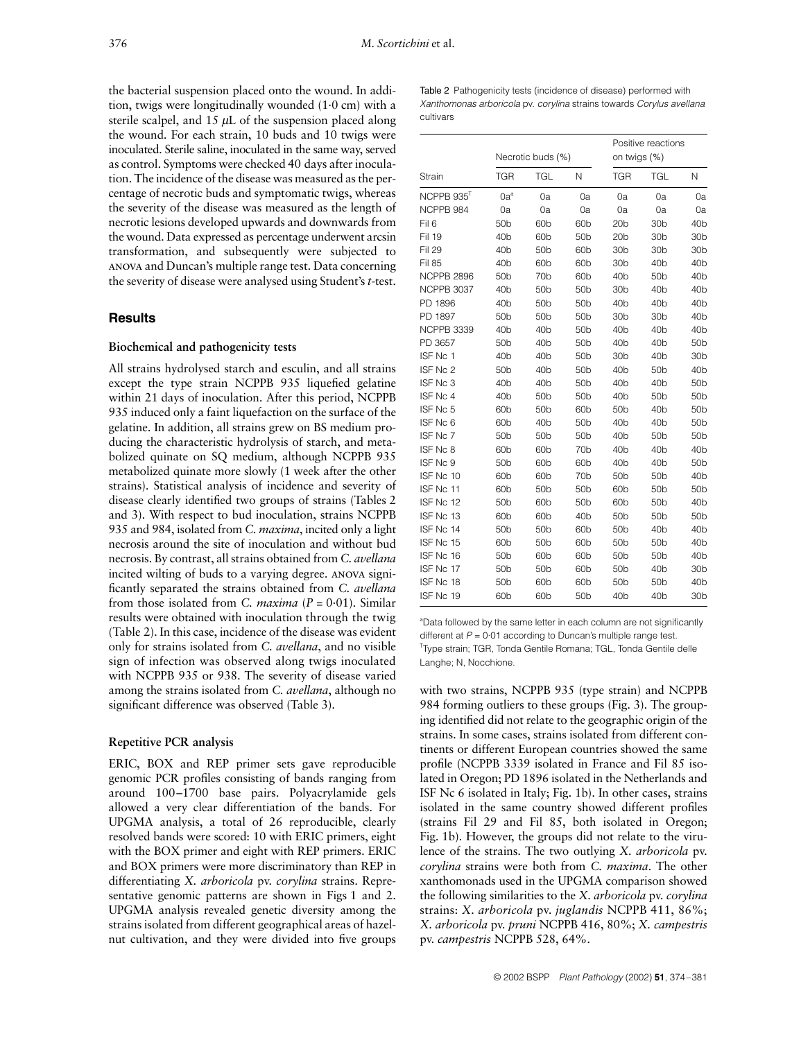the bacterial suspension placed onto the wound. In addition, twigs were longitudinally wounded (1·0 cm) with a sterile scalpel, and 15 $\mu$L of the suspension placed along the wound. For each strain, 10 buds and 10 twigs were inoculated. Sterile saline, inoculated in the same way, served as control. Symptoms were checked 40 days after inoculation. The incidence of the disease was measured as the percentage of necrotic buds and symptomatic twigs, whereas the severity of the disease was measured as the length of necrotic lesions developed upwards and downwards from the wound. Data expressed as percentage underwent arcsin transformation, and subsequently were subjected to ANOVA and Duncan's multiple range test. Data concerning the severity of disease were analysed using Student's *t*-test.

## Results

### Biochemical and pathogenicity tests

All strains hydrolysed starch and esculin, and all strains except the type strain NCPPB 935 liquefied gelatine within 21 days of inoculation. After this period, NCPPB 935 induced only a faint liquefaction on the surface of the gelatine. In addition, all strains grew on BS medium producing the characteristic hydrolysis of starch, and metabolized quinate on SQ medium, although NCPPB 935 metabolized quinate more slowly (1 week after the other strains). Statistical analysis of incidence and severity of disease clearly identified two groups of strains (Tables 2 and 3). With respect to bud inoculation, strains NCPPB 935 and 984, isolated from *C. maxima*, incited only a light necrosis around the site of inoculation and without bud necrosis. By contrast, all strains obtained from *C. avellana* incited wilting of buds to a varying degree. ANOVA significantly separated the strains obtained from *C. avellana* from those isolated from *C. maxima* ($P = 0{\cdot}01$). Similar results were obtained with inoculation through the twig (Table 2). In this case, incidence of the disease was evident only for strains isolated from *C. avellana*, and no visible sign of infection was observed along twigs inoculated with NCPPB 935 or 938. The severity of disease varied among the strains isolated from *C. avellana*, although no significant difference was observed (Table 3).

### Repetitive PCR analysis

ERIC, BOX and REP primer sets gave reproducible genomic PCR profiles consisting of bands ranging from around 100–1700 base pairs. Polyacrylamide gels allowed a very clear differentiation of the bands. For UPGMA analysis, a total of 26 reproducible, clearly resolved bands were scored: 10 with ERIC primers, eight with the BOX primer and eight with REP primers. ERIC and BOX primers were more discriminatory than REP in differentiating *X. arboricola* pv. *corylina* strains. Representative genomic patterns are shown in Figs 1 and 2. UPGMA analysis revealed genetic diversity among the strains isolated from different geographical areas of hazelnut cultivation, and they were divided into five groups with two strains, NCPPB 935 (type strain) and NCPPB 984 forming outliers to these groups (Fig. 3). The grouping identified did not relate to the geographic origin of the strains. In some cases, strains isolated from different continents or different European countries showed the same profile (NCPPB 3339 isolated in France and Fil 85 isolated in Oregon; PD 1896 isolated in the Netherlands and ISF Nc 6 isolated in Italy; Fig. 1b). In other cases, strains isolated in the same country showed different profiles (strains Fil 29 and Fil 85, both isolated in Oregon; Fig. 1b). However, the groups did not relate to the virulence of the strains. The two outlying *X. arboricola* pv. *corylina* strains were both from *C. maxima*. The other xanthomonads used in the UPGMA comparison showed the following similarities to the *X. arboricola* pv. *corylina* strains: *X. arboricola* pv. *juglandis* NCPPB 411, 86%; *X. arboricola* pv. *pruni* NCPPB 416, 80%; *X. campestris* pv. *campestris* NCPPB 528, 64%.

Table 2 Pathogenicity tests (incidence of disease) performed with *Xanthomonas arboricola* pv. *corylina* strains towards *Corylus avellana* cultivars

| | Necrotic buds (%) | | | Positive reactions on twigs (%) | | |
|---|---|---|---|---|---|---|
| Strain | TGR | TGL | N | TGR | TGL | N |
| NCPPB 935[T] | 0a[a] | 0a | 0a | 0a | 0a | 0a |
| NCPPB 984 | 0a | 0a | 0a | 0a | 0a | 0a |
| Fil 6 | 50b | 60b | 60b | 20b | 30b | 40b |
| Fil 19 | 40b | 60b | 50b | 20b | 30b | 30b |
| Fil 29 | 40b | 50b | 60b | 30b | 30b | 30b |
| Fil 85 | 40b | 60b | 60b | 30b | 40b | 40b |
| NCPPB 2896 | 50b | 70b | 60b | 40b | 50b | 40b |
| NCPPB 3037 | 40b | 50b | 50b | 30b | 40b | 40b |
| PD 1896 | 40b | 50b | 50b | 40b | 40b | 40b |
| PD 1897 | 50b | 50b | 50b | 30b | 30b | 40b |
| NCPPB 3339 | 40b | 40b | 50b | 40b | 40b | 40b |
| PD 3657 | 50b | 40b | 50b | 40b | 40b | 50b |
| ISF Nc 1 | 40b | 40b | 50b | 30b | 40b | 30b |
| ISF Nc 2 | 50b | 40b | 50b | 40b | 50b | 40b |
| ISF Nc 3 | 40b | 40b | 50b | 40b | 40b | 50b |
| ISF Nc 4 | 40b | 50b | 50b | 40b | 50b | 50b |
| ISF Nc 5 | 60b | 50b | 60b | 50b | 40b | 50b |
| ISF Nc 6 | 60b | 40b | 50b | 40b | 40b | 50b |
| ISF Nc 7 | 50b | 50b | 50b | 40b | 50b | 50b |
| ISF Nc 8 | 60b | 60b | 70b | 40b | 40b | 40b |
| ISF Nc 9 | 50b | 60b | 60b | 40b | 40b | 50b |
| ISF Nc 10 | 60b | 60b | 70b | 50b | 50b | 40b |
| ISF Nc 11 | 60b | 50b | 50b | 60b | 50b | 50b |
| ISF Nc 12 | 50b | 60b | 50b | 60b | 50b | 40b |
| ISF Nc 13 | 60b | 60b | 40b | 50b | 50b | 50b |
| ISF Nc 14 | 50b | 50b | 60b | 50b | 40b | 40b |
| ISF Nc 15 | 60b | 50b | 60b | 50b | 50b | 40b |
| ISF Nc 16 | 50b | 60b | 60b | 50b | 50b | 40b |
| ISF Nc 17 | 50b | 50b | 60b | 50b | 40b | 30b |
| ISF Nc 18 | 50b | 60b | 60b | 50b | 50b | 40b |
| ISF Nc 19 | 60b | 60b | 50b | 40b | 40b | 30b |

[a]Data followed by the same letter in each column are not significantly different at $P = 0{\cdot}01$ according to Duncan's multiple range test.
[T]Type strain; TGR, Tonda Gentile Romana; TGL, Tonda Gentile delle Langhe; N, Nocchione.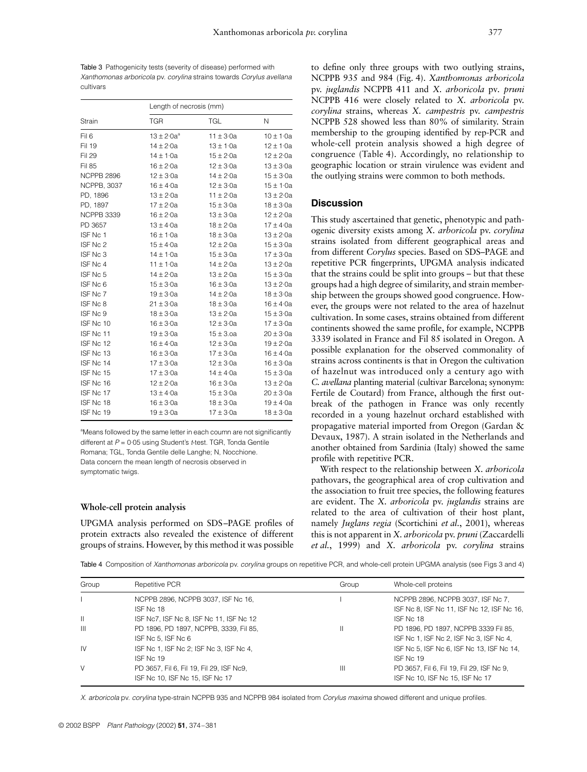Table 3 Pathogenicity tests (severity of disease) performed with *Xanthomonas arboricola* pv. *corylina* strains towards *Corylus avellana* cultivars

| Strain | Length of necrosis (mm) | | |
|---|---|---|---|
| | TGR | TGL | N |
| Fil 6 | 13 ± 2·0a[a] | 11 ± 3·0a | 10 ± 1·0a |
| Fil 19 | 14 ± 2·0a | 13 ± 1·0a | 12 ± 1·0a |
| Fil 29 | 14 ± 1·0a | 15 ± 2·0a | 12 ± 2·0a |
| Fil 85 | 16 ± 2·0a | 12 ± 3·0a | 13 ± 3·0a |
| NCPPB 2896 | 12 ± 3·0a | 14 ± 2·0a | 15 ± 3·0a |
| NCPPB, 3037 | 16 ± 4·0a | 12 ± 3·0a | 15 ± 1·0a |
| PD, 1896 | 13 ± 2·0a | 11 ± 2·0a | 13 ± 2·0a |
| PD, 1897 | 17 ± 2·0a | 15 ± 3·0a | 18 ± 3·0a |
| NCPPB 3339 | 16 ± 2·0a | 13 ± 3·0a | 12 ± 2·0a |
| PD 3657 | 13 ± 4·0a | 18 ± 2·0a | 17 ± 4·0a |
| ISF Nc 1 | 16 ± 1·0a | 18 ± 3·0a | 13 ± 2·0a |
| ISF Nc 2 | 15 ± 4·0a | 12 ± 2·0a | 15 ± 3·0a |
| ISF Nc 3 | 14 ± 1·0a | 15 ± 3·0a | 17 ± 3·0a |
| ISF Nc 4 | 11 ± 1·0a | 14 ± 2·0a | 13 ± 2·0a |
| ISF Nc 5 | 14 ± 2·0a | 13 ± 2·0a | 15 ± 3·0a |
| ISF Nc 6 | 15 ± 3·0a | 16 ± 3·0a | 13 ± 2·0a |
| ISF Nc 7 | 19 ± 3·0a | 14 ± 2·0a | 18 ± 3·0a |
| ISF Nc 8 | 21 ± 3·0a | 18 ± 3·0a | 16 ± 4·0a |
| ISF Nc 9 | 18 ± 3·0a | 13 ± 2·0a | 15 ± 3·0a |
| ISF Nc 10 | 16 ± 3·0a | 12 ± 3·0a | 17 ± 3·0a |
| ISF Nc 11 | 19 ± 3·0a | 15 ± 3.oa | 20 ± 3·0a |
| ISF Nc 12 | 16 ± 4·0a | 12 ± 3·0a | 19 ± 2·0a |
| ISF Nc 13 | 16 ± 3·0a | 17 ± 3·0a | 16 ± 4·0a |
| ISF Nc 14 | 17 ± 3·0a | 12 ± 3·0a | 16 ± 3·0a |
| ISF Nc 15 | 17 ± 3·0a | 14 ± 4·0a | 15 ± 3·0a |
| ISF Nc 16 | 12 ± 2·0a | 16 ± 3·0a | 13 ± 2·0a |
| ISF Nc 17 | 13 ± 4·0a | 15 ± 3·0a | 20 ± 3·0a |
| ISF Nc 18 | 16 ± 3·0a | 18 ± 3·0a | 19 ± 4·0a |
| ISF Nc 19 | 19 ± 3·0a | 17 ± 3·0a | 18 ± 3·0a |

[a]Means followed by the same letter in each coumn are not significantly different at $P = 0{\cdot}05$ using Student's *t*-test. TGR, Tonda Gentile Romana; TGL, Tonda Gentile delle Langhe; N, Nocchione. Data concern the mean length of necrosis observed in symptomatic twigs.

### Whole-cell protein analysis

UPGMA analysis performed on SDS–PAGE profiles of protein extracts also revealed the existence of different groups of strains. However, by this method it was possible to define only three groups with two outlying strains, NCPPB 935 and 984 (Fig. 4). *Xanthomonas arboricola* pv. *juglandis* NCPPB 411 and *X. arboricola* pv. *pruni* NCPPB 416 were closely related to *X. arboricola* pv. *corylina* strains, whereas *X. campestris* pv. *campestris* NCPPB 528 showed less than 80% of similarity. Strain membership to the grouping identified by rep-PCR and whole-cell protein analysis showed a high degree of congruence (Table 4). Accordingly, no relationship to geographic location or strain virulence was evident and the outlying strains were common to both methods.

## Discussion

This study ascertained that genetic, phenotypic and pathogenic diversity exists among *X. arboricola* pv. *corylina* strains isolated from different geographical areas and from different *Corylus* species. Based on SDS–PAGE and repetitive PCR fingerprints, UPGMA analysis indicated that the strains could be split into groups – but that these groups had a high degree of similarity, and strain membership between the groups showed good congruence. However, the groups were not related to the area of hazelnut cultivation. In some cases, strains obtained from different continents showed the same profile, for example, NCPPB 3339 isolated in France and Fil 85 isolated in Oregon. A possible explanation for the observed commonality of strains across continents is that in Oregon the cultivation of hazelnut was introduced only a century ago with *C. avellana* planting material (cultivar Barcelona; synonym: Fertile de Coutard) from France, although the first outbreak of the pathogen in France was only recently recorded in a young hazelnut orchard established with propagative material imported from Oregon (Gardan & Devaux, 1987). A strain isolated in the Netherlands and another obtained from Sardinia (Italy) showed the same profile with repetitive PCR.

With respect to the relationship between *X. arboricola* pathovars, the geographical area of crop cultivation and the association to fruit tree species, the following features are evident. The *X. arboricola* pv. *juglandis* strains are related to the area of cultivation of their host plant, namely *Juglans regia* (Scortichini *et al.*, 2001), whereas this is not apparent in *X. arboricola* pv. *pruni* (Zaccardelli *et al.*, 1999) and *X. arboricola* pv. *corylina* strains

Table 4 Composition of *Xanthomonas arboricola* pv. *corylina* groups on repetitive PCR, and whole-cell protein UPGMA analysis (see Figs 3 and 4)

| Group | Repetitive PCR | Group | Whole-cell proteins |
|---|---|---|---|
| I | NCPPB 2896, NCPPB 3037, ISF Nc 16, ISF Nc 18 | I | NCPPB 2896, NCPPB 3037, ISF Nc 7, ISF Nc 8, ISF Nc 11, ISF Nc 12, ISF Nc 16, ISF Nc 18 |
| II | ISF Nc7, ISF Nc 8, ISF Nc 11, ISF Nc 12 | | |
| III | PD 1896, PD 1897, NCPPB, 3339, Fil 85, ISF Nc 5, ISF Nc 6 | II | PD 1896, PD 1897, NCPPB 3339 Fil 85, ISF Nc 1, ISF Nc 2, ISF Nc 3, ISF Nc 4, ISF Nc 5, ISF Nc 6, ISF Nc 13, ISF Nc 14, ISF Nc 19 |
| IV | ISF Nc 1, ISF Nc 2; ISF Nc 3, ISF Nc 4, ISF Nc 19 | | |
| V | PD 3657, Fil 6, Fil 19, Fil 29, ISF Nc9, ISF Nc 10, ISF Nc 15, ISF Nc 17 | III | PD 3657, Fil 6, Fil 19, Fil 29, ISF Nc 9, ISF Nc 10, ISF Nc 15, ISF Nc 17 |

*X. arboricola* pv. *corylina* type-strain NCPPB 935 and NCPPB 984 isolated from *Corylus maxima* showed different and unique profiles.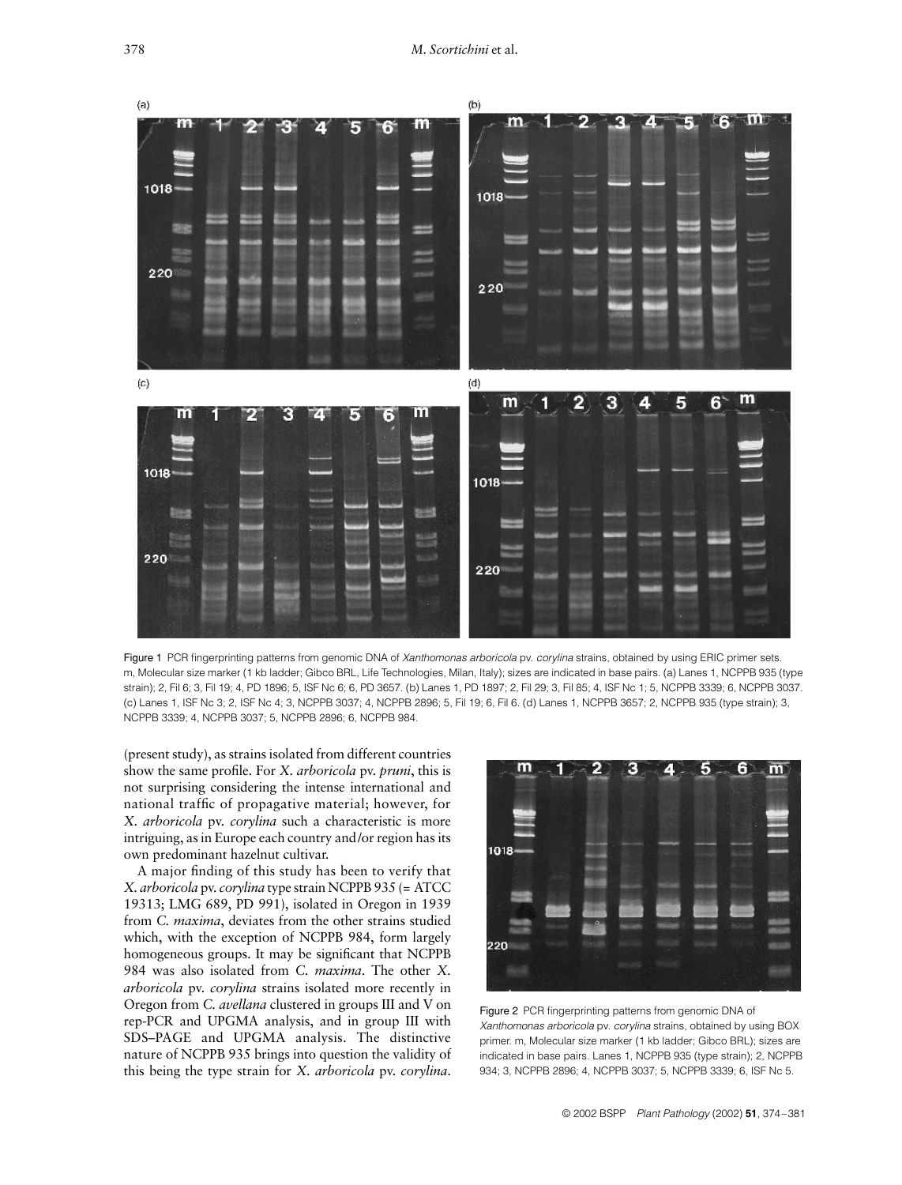Figure 1 PCR fingerprinting patterns from genomic DNA of *Xanthomonas arboricola* pv. *corylina* strains, obtained by using ERIC primer sets. m, Molecular size marker (1 kb ladder; Gibco BRL, Life Technologies, Milan, Italy); sizes are indicated in base pairs. (a) Lanes 1, NCPPB 935 (type strain); 2, Fil 6; 3, Fil 19; 4, PD 1896; 5, ISF Nc 6; 6, PD 3657. (b) Lanes 1, PD 1897; 2, Fil 29; 3, Fil 85; 4, ISF Nc 1; 5, NCPPB 3339; 6, NCPPB 3037. (c) Lanes 1, ISF Nc 3; 2, ISF Nc 4; 3, NCPPB 3037; 4, NCPPB 2896; 5, Fil 19; 6, Fil 6. (d) Lanes 1, NCPPB 3657; 2, NCPPB 935 (type strain); 3, NCPPB 3339; 4, NCPPB 3037; 5, NCPPB 2896; 6, NCPPB 984.

(present study), as strains isolated from different countries show the same profile. For *X. arboricola* pv. *pruni*, this is not surprising considering the intense international and national traffic of propagative material; however, for *X. arboricola* pv. *corylina* such a characteristic is more intriguing, as in Europe each country and/or region has its own predominant hazelnut cultivar.

A major finding of this study has been to verify that *X. arboricola* pv. *corylina* type strain NCPPB 935 (= ATCC 19313; LMG 689, PD 991), isolated in Oregon in 1939 from *C. maxima*, deviates from the other strains studied which, with the exception of NCPPB 984, form largely homogeneous groups. It may be significant that NCPPB 984 was also isolated from *C. maxima*. The other *X. arboricola* pv. *corylina* strains isolated more recently in Oregon from *C. avellana* clustered in groups III and V on rep-PCR and UPGMA analysis, and in group III with SDS–PAGE and UPGMA analysis. The distinctive nature of NCPPB 935 brings into question the validity of this being the type strain for *X. arboricola* pv. *corylina*.

Figure 2 PCR fingerprinting patterns from genomic DNA of *Xanthomonas arboricola* pv. *corylina* strains, obtained by using BOX primer. m, Molecular size marker (1 kb ladder; Gibco BRL); sizes are indicated in base pairs. Lanes 1, NCPPB 935 (type strain); 2, NCPPB 934; 3, NCPPB 2896; 4, NCPPB 3037; 5, NCPPB 3339; 6, ISF Nc 5.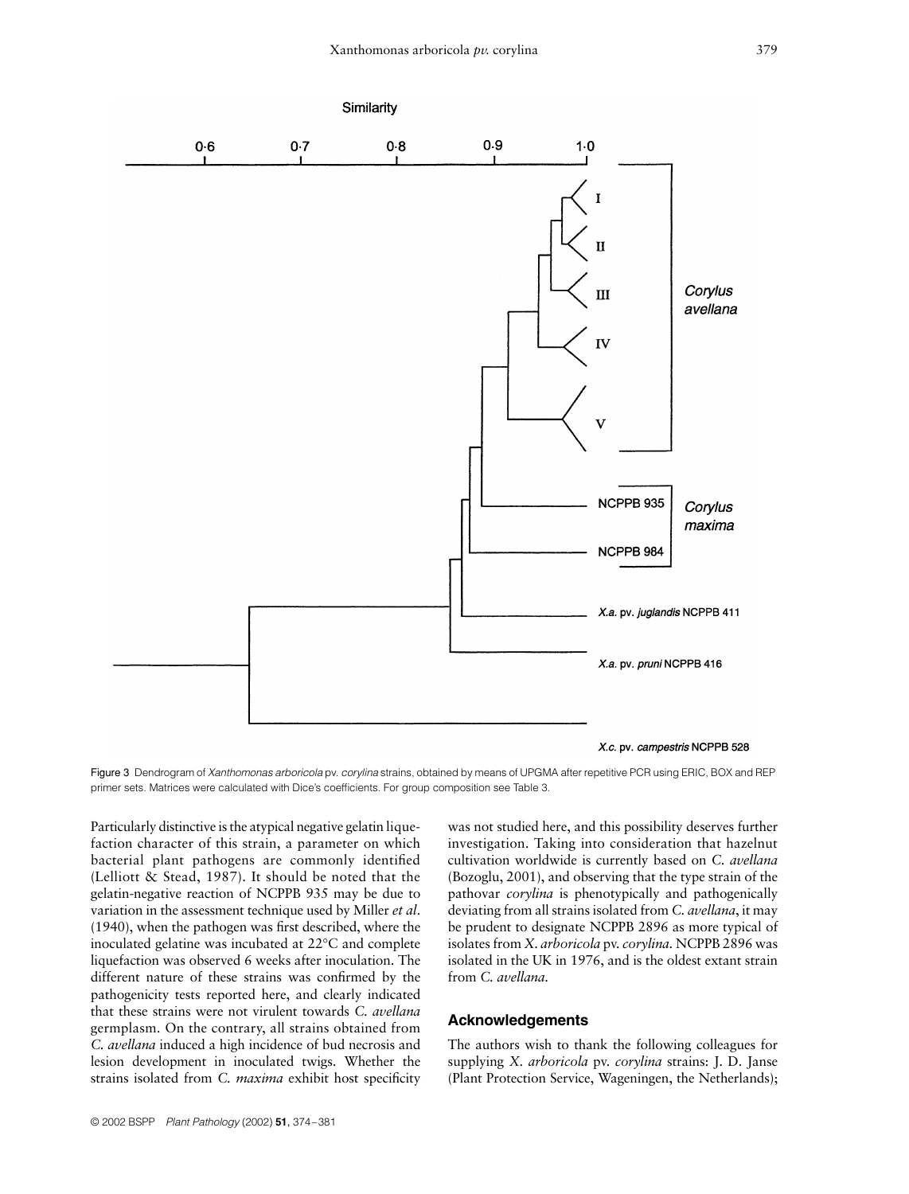Figure 3 Dendrogram of *Xanthomonas arboricola* pv. *corylina* strains, obtained by means of UPGMA after repetitive PCR using ERIC, BOX and REP primer sets. Matrices were calculated with Dice's coefficients. For group composition see Table 3.

Particularly distinctive is the atypical negative gelatin liquefaction character of this strain, a parameter on which bacterial plant pathogens are commonly identified (Lelliott & Stead, 1987). It should be noted that the gelatin-negative reaction of NCPPB 935 may be due to variation in the assessment technique used by Miller *et al*. (1940), when the pathogen was first described, where the inoculated gelatine was incubated at 22°C and complete liquefaction was observed 6 weeks after inoculation. The different nature of these strains was confirmed by the pathogenicity tests reported here, and clearly indicated that these strains were not virulent towards *C. avellana* germplasm. On the contrary, all strains obtained from *C. avellana* induced a high incidence of bud necrosis and lesion development in inoculated twigs. Whether the strains isolated from *C. maxima* exhibit host specificity was not studied here, and this possibility deserves further investigation. Taking into consideration that hazelnut cultivation worldwide is currently based on *C. avellana* (Bozoglu, 2001), and observing that the type strain of the pathovar *corylina* is phenotypically and pathogenically deviating from all strains isolated from *C. avellana*, it may be prudent to designate NCPPB 2896 as more typical of isolates from *X. arboricola* pv. *corylina*. NCPPB 2896 was isolated in the UK in 1976, and is the oldest extant strain from *C. avellana*.

## Acknowledgements

The authors wish to thank the following colleagues for supplying *X. arboricola* pv. *corylina* strains: J. D. Janse (Plant Protection Service, Wageningen, the Netherlands);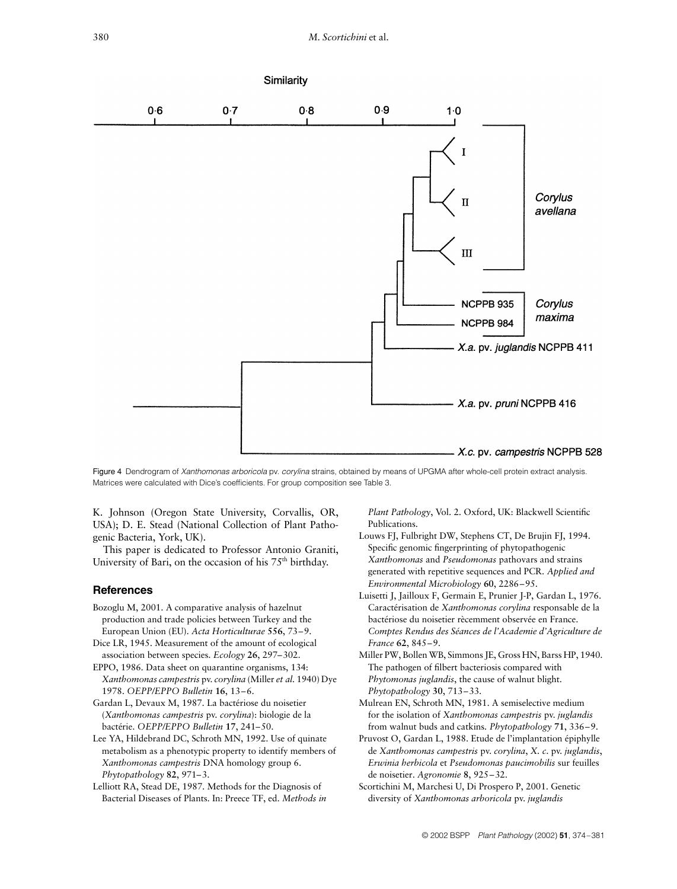Figure 4 Dendrogram of *Xanthomonas arboricola* pv. *corylina* strains, obtained by means of UPGMA after whole-cell protein extract analysis. Matrices were calculated with Dice's coefficients. For group composition see Table 3.

K. Johnson (Oregon State University, Corvallis, OR, USA); D. E. Stead (National Collection of Plant Pathogenic Bacteria, York, UK).

This paper is dedicated to Professor Antonio Graniti, University of Bari, on the occasion of his 75th birthday.

## References

Bozoglu M, 2001. A comparative analysis of hazelnut production and trade policies between Turkey and the European Union (EU). *Acta Horticulturae* **556**, 73–9.

Dice LR, 1945. Measurement of the amount of ecological association between species. *Ecology* **26**, 297–302.

EPPO, 1986. Data sheet on quarantine organisms, 134: *Xanthomonas campestris* pv. *corylina* (Miller *et al.* 1940) Dye 1978. *OEPP/EPPO Bulletin* **16**, 13–6.

Gardan L, Devaux M, 1987. La bactériose du noisetier (*Xanthomonas campestris* pv. *corylina*): biologie de la bactérie. *OEPP/EPPO Bulletin* **17**, 241–50.

Lee YA, Hildebrand DC, Schroth MN, 1992. Use of quinate metabolism as a phenotypic property to identify members of *Xanthomonas campestris* DNA homology group 6. *Phytopathology* **82**, 971–3.

Lelliott RA, Stead DE, 1987. Methods for the Diagnosis of Bacterial Diseases of Plants. In: Preece TF, ed. *Methods in Plant Pathology*, Vol. 2. Oxford, UK: Blackwell Scientific Publications.

Louws FJ, Fulbright DW, Stephens CT, De Brujin FJ, 1994. Specific genomic fingerprinting of phytopathogenic *Xanthomonas* and *Pseudomonas* pathovars and strains generated with repetitive sequences and PCR. *Applied and Environmental Microbiology* **60**, 2286–95.

Luisetti J, Jailloux F, Germain E, Prunier J-P, Gardan L, 1976. Caractérisation de *Xanthomonas corylina* responsable de la bactériose du noisetier rècemment observée en France. *Comptes Rendus des Séances de l'Academie d'Agriculture de France* **62**, 845–9.

Miller PW, Bollen WB, Simmons JE, Gross HN, Barss HP, 1940. The pathogen of filbert bacteriosis compared with *Phytomonas juglandis*, the cause of walnut blight. *Phytopathology* **30**, 713–33.

Mulrean EN, Schroth MN, 1981. A semiselective medium for the isolation of *Xanthomonas campestris* pv. *juglandis* from walnut buds and catkins. *Phytopathology* **71**, 336–9.

Pruvost O, Gardan L, 1988. Etude de l'implantation épiphylle de *Xanthomonas campestris* pv. *corylina*, *X. c.* pv. *juglandis*, *Erwinia herbicola* et *Pseudomonas paucimobilis* sur feuilles de noisetier. *Agronomie* **8**, 925–32.

Scortichini M, Marchesi U, Di Prospero P, 2001. Genetic diversity of *Xanthomonas arboricola* pv. *juglandis*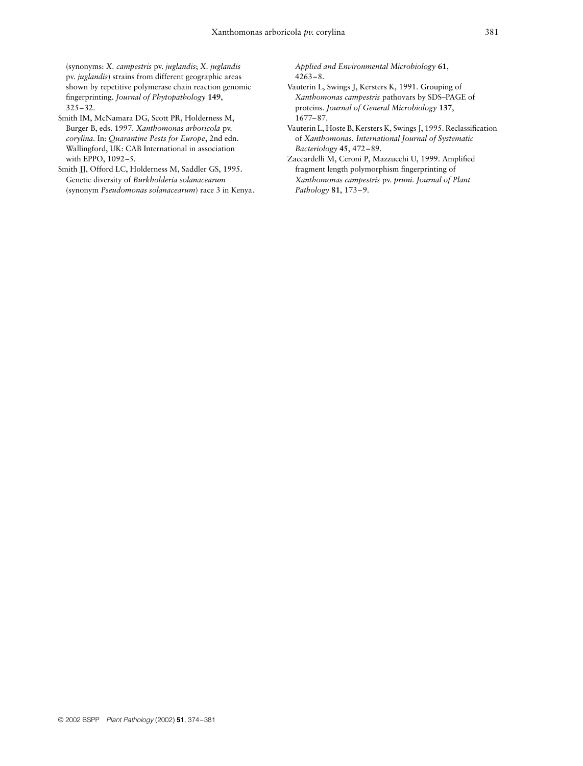(synonyms: *X. campestris* pv. *juglandis*; *X. juglandis* pv. *juglandis*) strains from different geographic areas shown by repetitive polymerase chain reaction genomic fingerprinting. *Journal of Phytopathology* **149**, 325–32.

Smith IM, McNamara DG, Scott PR, Holderness M, Burger B, eds. 1997. *Xanthomonas arboricola* pv. *corylina*. In: *Quarantine Pests for Europe*, 2nd edn. Wallingford, UK: CAB International in association with EPPO, 1092–5.

Smith JJ, Offord LC, Holderness M, Saddler GS, 1995. Genetic diversity of *Burkholderia solanacearum* (synonym *Pseudomonas solanacearum*) race 3 in Kenya. *Applied and Environmental Microbiology* **61**, 4263–8.

Vauterin L, Swings J, Kersters K, 1991. Grouping of *Xanthomonas campestris* pathovars by SDS–PAGE of proteins. *Journal of General Microbiology* **137**, 1677–87.

Vauterin L, Hoste B, Kersters K, Swings J, 1995. Reclassification of *Xanthomonas*. *International Journal of Systematic Bacteriology* **45**, 472–89.

Zaccardelli M, Ceroni P, Mazzucchi U, 1999. Amplified fragment length polymorphism fingerprinting of *Xanthomonas campestris* pv. *pruni*. *Journal of Plant Pathology* **81**, 173–9.